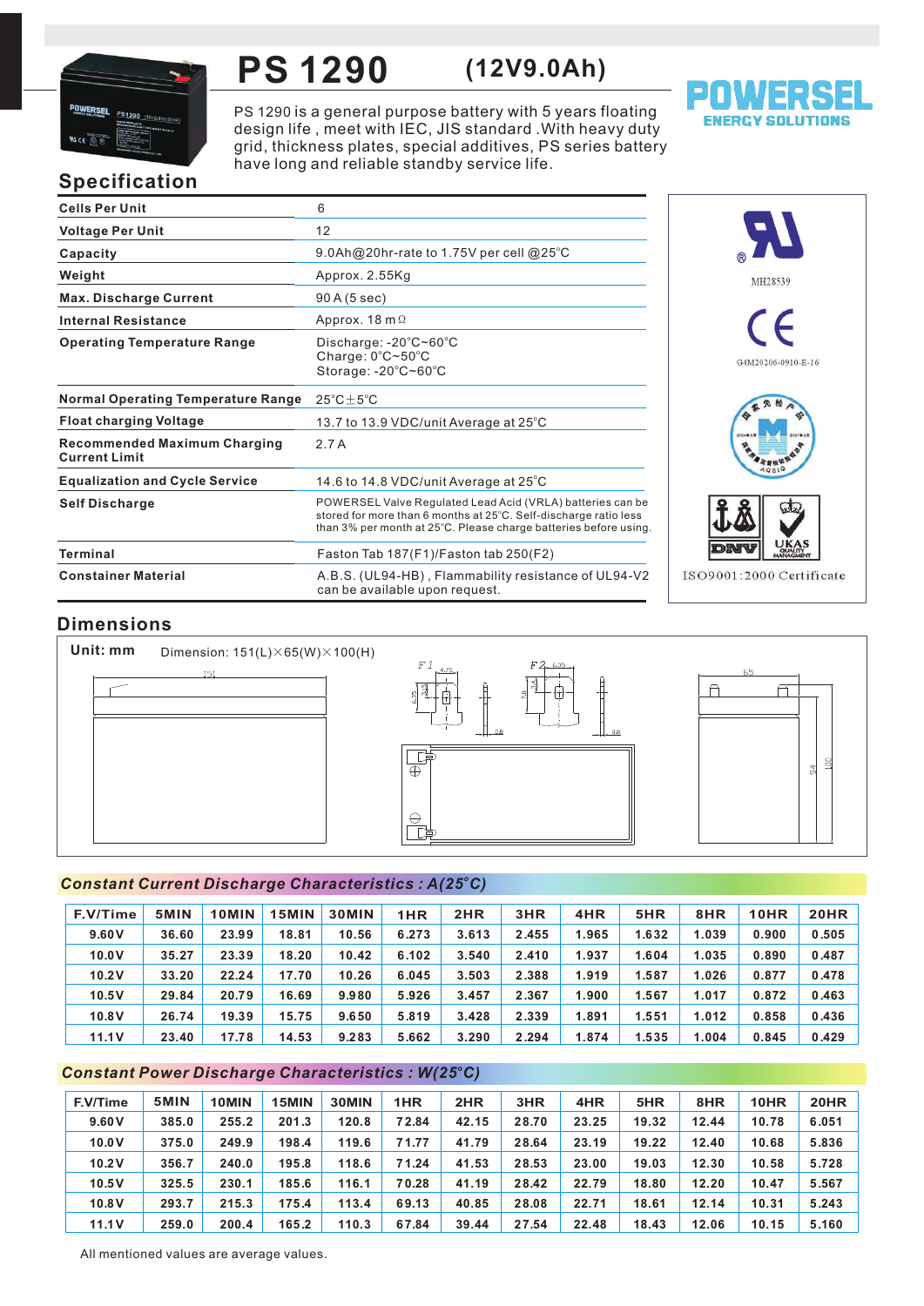# PS 1290 (12V9.0Ah)

POWERSEL ENERGY SOLUTIONS

PS 1290 is a general purpose battery with 5 years floating design life , meet with IEC, JIS standard .With heavy duty grid, thickness plates, special additives, PS series battery have long and reliable standby service life.

## Specification

| | |
|---|---|
| **Cells Per Unit** | 6 |
| **Voltage Per Unit** | 12 |
| **Capacity** | 9.0Ah@20hr-rate to 1.75V per cell @25°C |
| **Weight** | Approx. 2.55Kg |
| **Max. Discharge Current** | 90 A (5 sec) |
| **Internal Resistance** | Approx. 18 mΩ |
| **Operating Temperature Range** | Discharge: -20°C~60°C<br>Charge: 0°C~50°C<br>Storage: -20°C~60°C |
| **Normal Operating Temperature Range** | 25°C±5°C |
| **Float charging Voltage** | 13.7 to 13.9 VDC/unit Average at 25°C |
| **Recommended Maximum Charging Current Limit** | 2.7 A |
| **Equalization and Cycle Service** | 14.6 to 14.8 VDC/unit Average at 25°C |
| **Self Discharge** | POWERSEL Valve Regulated Lead Acid (VRLA) batteries can be stored for more than 6 months at 25°C. Self-discharge ratio less than 3% per month at 25°C. Please charge batteries before using. |
| **Terminal** | Faston Tab 187(F1)/Faston tab 250(F2) |
| **Constainer Material** | A.B.S. (UL94-HB) , Flammability resistance of UL94-V2 can be available upon request. |

MH28539

G4M20206-0910-E-16

ISO9001:2000 Certificate

## Dimensions

**Unit: mm** Dimension: 151(L)×65(W)×100(H)

151

F1 4.75 6.35 3.2 2.8

F2 6.35 7.8 3.5 0.8

65 94 100

## Constant Current Discharge Characteristics : A(25°C)

| F.V/Time | 5MIN | 10MIN | 15MIN | 30MIN | 1HR | 2HR | 3HR | 4HR | 5HR | 8HR | 10HR | 20HR |
|---|---|---|---|---|---|---|---|---|---|---|---|---|
| 9.60V | 36.60 | 23.99 | 18.81 | 10.56 | 6.273 | 3.613 | 2.455 | 1.965 | 1.632 | 1.039 | 0.900 | 0.505 |
| 10.0V | 35.27 | 23.39 | 18.20 | 10.42 | 6.102 | 3.540 | 2.410 | 1.937 | 1.604 | 1.035 | 0.890 | 0.487 |
| 10.2V | 33.20 | 22.24 | 17.70 | 10.26 | 6.045 | 3.503 | 2.388 | 1.919 | 1.587 | 1.026 | 0.877 | 0.478 |
| 10.5V | 29.84 | 20.79 | 16.69 | 9.980 | 5.926 | 3.457 | 2.367 | 1.900 | 1.567 | 1.017 | 0.872 | 0.463 |
| 10.8V | 26.74 | 19.39 | 15.75 | 9.650 | 5.819 | 3.428 | 2.339 | 1.891 | 1.551 | 1.012 | 0.858 | 0.436 |
| 11.1V | 23.40 | 17.78 | 14.53 | 9.283 | 5.662 | 3.290 | 2.294 | 1.874 | 1.535 | 1.004 | 0.845 | 0.429 |

## Constant Power Discharge Characteristics : W(25°C)

| F.V/Time | 5MIN | 10MIN | 15MIN | 30MIN | 1HR | 2HR | 3HR | 4HR | 5HR | 8HR | 10HR | 20HR |
|---|---|---|---|---|---|---|---|---|---|---|---|---|
| 9.60V | 385.0 | 255.2 | 201.3 | 120.8 | 72.84 | 42.15 | 28.70 | 23.25 | 19.32 | 12.44 | 10.78 | 6.051 |
| 10.0V | 375.0 | 249.9 | 198.4 | 119.6 | 71.77 | 41.79 | 28.64 | 23.19 | 19.22 | 12.40 | 10.68 | 5.836 |
| 10.2V | 356.7 | 240.0 | 195.8 | 118.6 | 71.24 | 41.53 | 28.53 | 23.00 | 19.03 | 12.30 | 10.58 | 5.728 |
| 10.5V | 325.5 | 230.1 | 185.6 | 116.1 | 70.28 | 41.19 | 28.42 | 22.79 | 18.80 | 12.20 | 10.47 | 5.567 |
| 10.8V | 293.7 | 215.3 | 175.4 | 113.4 | 69.13 | 40.85 | 28.08 | 22.71 | 18.61 | 12.14 | 10.31 | 5.243 |
| 11.1V | 259.0 | 200.4 | 165.2 | 110.3 | 67.84 | 39.44 | 27.54 | 22.48 | 18.43 | 12.06 | 10.15 | 5.160 |

All mentioned values are average values.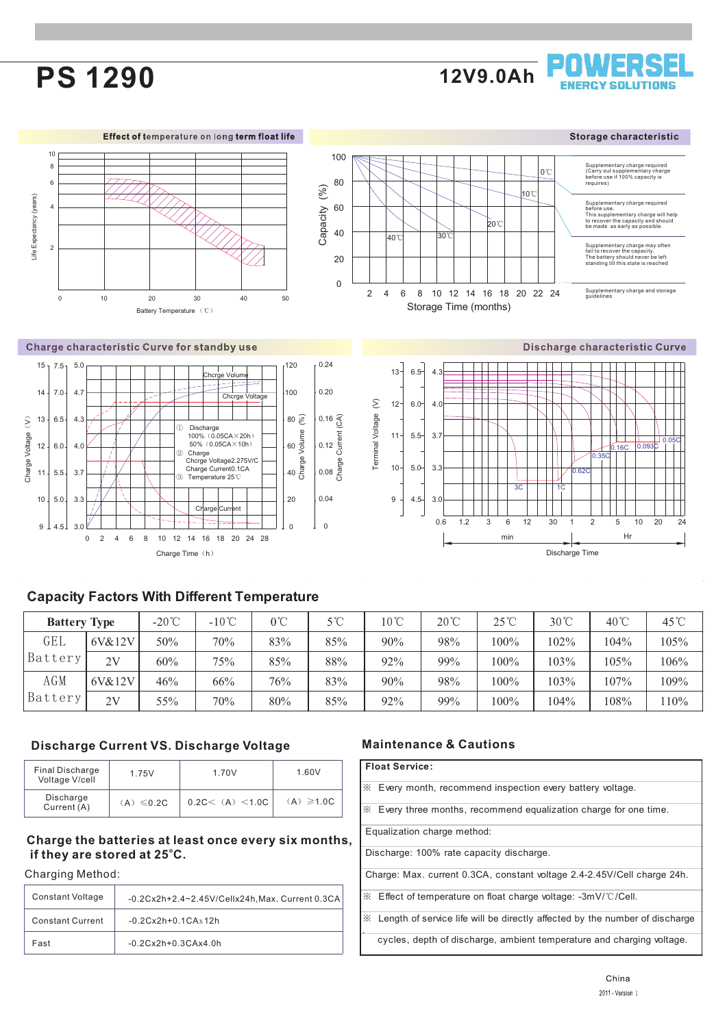# PS 1290

12V9.0Ah

POWERSEL ENERGY SOLUTIONS

## Effect of temperature on long term float life

Life Expectancy (years)

10
8
6
4
2

0 10 20 30 40 50

Battery Temperature （℃）

## Storage characteristic

Capacity (%)

100
80
60
40
20
0

2 4 6 8 10 12 14 16 18 20 22 24

Storage Time (months)

0℃
10℃
20℃
30℃
40℃

Supplementary charge required (Carry out supplementary charge before use if 100% capacity is requires)

Supplementary charge required before use. This supplementary charge will help to recover the capacity and should be made as early as possible.

Supplementary charge may often fail to recover the capacity. The battery should never be left standing till this state is reached

Supplementary charge and storage guidelines

## Charge characteristic Curve for standby use

Charge Voltage (V)

15 7.5 5.0
14 7.0 4.7
13 6.5 4.3
12 6.0 4.0
11 5.5 3.7
10 5.0 3.3
9 4.5 3.0

Charge Volume (%)

120
100
80
60
40
20
0

Charge Current (CA)

0.24
0.20
0.16
0.12
0.08
0.04
0

0 2 4 6 8 10 12 14 16 18 20 24 28

Charge Time（h）

Chcrge Volume

Chcrge Voltage

Charge Current

① Discharge
100%（0.05CA×20h）
50%（0.05CA×10h）
② Charge
Chcrge Voltage2.275V/C
Charge Current0.1CA
③ Temperature 25℃

## Discharge characteristic Curve

Terminal Voltage (V)

13 6.5 4.3
12 6.0 4.0
11 5.5 3.7
10 5.0 3.3
9 4.5 3.0

0.6 1.2 3 6 12 30 1 2 5 10 20 24

min Hr

Discharge Time

3C 1C 0.62C 0.35C 0.16C 0.093C 0.05C

## Capacity Factors With Different Temperature

| Battery Type | | -20℃ | -10℃ | 0℃ | 5℃ | 10℃ | 20℃ | 25℃ | 30℃ | 40℃ | 45℃ |
|---|---|---|---|---|---|---|---|---|---|---|---|
| GEL Battery | 6V&12V | 50% | 70% | 83% | 85% | 90% | 98% | 100% | 102% | 104% | 105% |
| | 2V | 60% | 75% | 85% | 88% | 92% | 99% | 100% | 103% | 105% | 106% |
| AGM Battery | 6V&12V | 46% | 66% | 76% | 83% | 90% | 98% | 100% | 103% | 107% | 109% |
| | 2V | 55% | 70% | 80% | 85% | 92% | 99% | 100% | 104% | 108% | 110% |

## Discharge Current VS. Discharge Voltage

| Final Discharge Voltage V/cell | 1.75V | 1.70V | 1.60V |
|---|---|---|---|
| Discharge Current (A) | （A）≤0.2C | 0.2C<（A）<1.0C | （A）≥1.0C |

## Charge the batteries at least once every six months, if they are stored at 25°C.

Charging Method:

| | |
|---|---|
| Constant Voltage | -0.2Cx2h+2.4~2.45V/Cellx24h,Max. Current 0.3CA |
| Constant Current | -0.2Cx2h+0.1CAx12h |
| Fast | -0.2Cx2h+0.3CAx4.0h |

## Maintenance & Cautions

**Float Service:**

※ Every month, recommend inspection every battery voltage.

※ Every three months, recommend equalization charge for one time.

Equalization charge method:

Discharge: 100% rate capacity discharge.

Charge: Max. current 0.3CA, constant voltage 2.4-2.45V/Cell charge 24h.

※ Effect of temperature on float charge voltage: -3mV/℃/Cell.

※ Length of service life will be directly affected by the number of discharge cycles, depth of discharge, ambient temperature and charging voltage.

China

2011 - Version 1